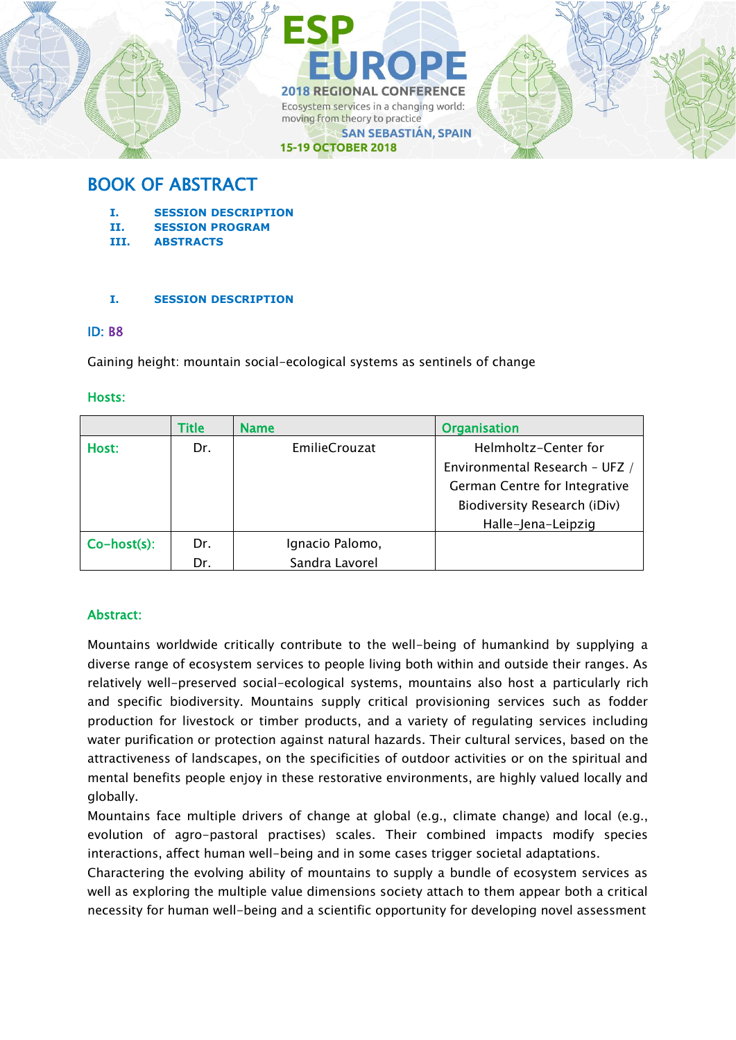ESP EUROPE

2018 REGIONAL CONFERENCE

Ecosystem services in a changing world: moving from theory to practice

SAN SEBASTIÁN, SPAIN

15-19 OCTOBER 2018

# BOOK OF ABSTRACT

- I. SESSION DESCRIPTION
- II. SESSION PROGRAM
- III. ABSTRACTS

## I. SESSION DESCRIPTION

### ID: B8

Gaining height: mountain social-ecological systems as sentinels of change

### Hosts:

| | Title | Name | Organisation |
|---|---|---|---|
| Host: | Dr. | EmilieCrouzat | Helmholtz-Center for Environmental Research – UFZ / German Centre for Integrative Biodiversity Research (iDiv) Halle-Jena-Leipzig |
| Co-host(s): | Dr.<br>Dr. | Ignacio Palomo,<br>Sandra Lavorel | |

### Abstract:

Mountains worldwide critically contribute to the well-being of humankind by supplying a diverse range of ecosystem services to people living both within and outside their ranges. As relatively well-preserved social-ecological systems, mountains also host a particularly rich and specific biodiversity. Mountains supply critical provisioning services such as fodder production for livestock or timber products, and a variety of regulating services including water purification or protection against natural hazards. Their cultural services, based on the attractiveness of landscapes, on the specificities of outdoor activities or on the spiritual and mental benefits people enjoy in these restorative environments, are highly valued locally and globally.

Mountains face multiple drivers of change at global (e.g., climate change) and local (e.g., evolution of agro-pastoral practises) scales. Their combined impacts modify species interactions, affect human well-being and in some cases trigger societal adaptations.

Charactering the evolving ability of mountains to supply a bundle of ecosystem services as well as exploring the multiple value dimensions society attach to them appear both a critical necessity for human well-being and a scientific opportunity for developing novel assessment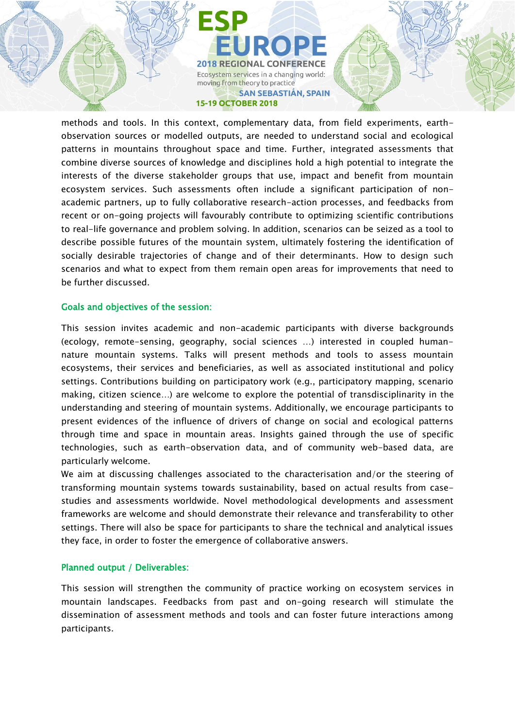methods and tools. In this context, complementary data, from field experiments, earth-observation sources or modelled outputs, are needed to understand social and ecological patterns in mountains throughout space and time. Further, integrated assessments that combine diverse sources of knowledge and disciplines hold a high potential to integrate the interests of the diverse stakeholder groups that use, impact and benefit from mountain ecosystem services. Such assessments often include a significant participation of non-academic partners, up to fully collaborative research-action processes, and feedbacks from recent or on-going projects will favourably contribute to optimizing scientific contributions to real-life governance and problem solving. In addition, scenarios can be seized as a tool to describe possible futures of the mountain system, ultimately fostering the identification of socially desirable trajectories of change and of their determinants. How to design such scenarios and what to expect from them remain open areas for improvements that need to be further discussed.

## Goals and objectives of the session:

This session invites academic and non-academic participants with diverse backgrounds (ecology, remote-sensing, geography, social sciences …) interested in coupled human-nature mountain systems. Talks will present methods and tools to assess mountain ecosystems, their services and beneficiaries, as well as associated institutional and policy settings. Contributions building on participatory work (e.g., participatory mapping, scenario making, citizen science…) are welcome to explore the potential of transdisciplinarity in the understanding and steering of mountain systems. Additionally, we encourage participants to present evidences of the influence of drivers of change on social and ecological patterns through time and space in mountain areas. Insights gained through the use of specific technologies, such as earth-observation data, and of community web-based data, are particularly welcome.

We aim at discussing challenges associated to the characterisation and/or the steering of transforming mountain systems towards sustainability, based on actual results from case-studies and assessments worldwide. Novel methodological developments and assessment frameworks are welcome and should demonstrate their relevance and transferability to other settings. There will also be space for participants to share the technical and analytical issues they face, in order to foster the emergence of collaborative answers.

## Planned output / Deliverables:

This session will strengthen the community of practice working on ecosystem services in mountain landscapes. Feedbacks from past and on-going research will stimulate the dissemination of assessment methods and tools and can foster future interactions among participants.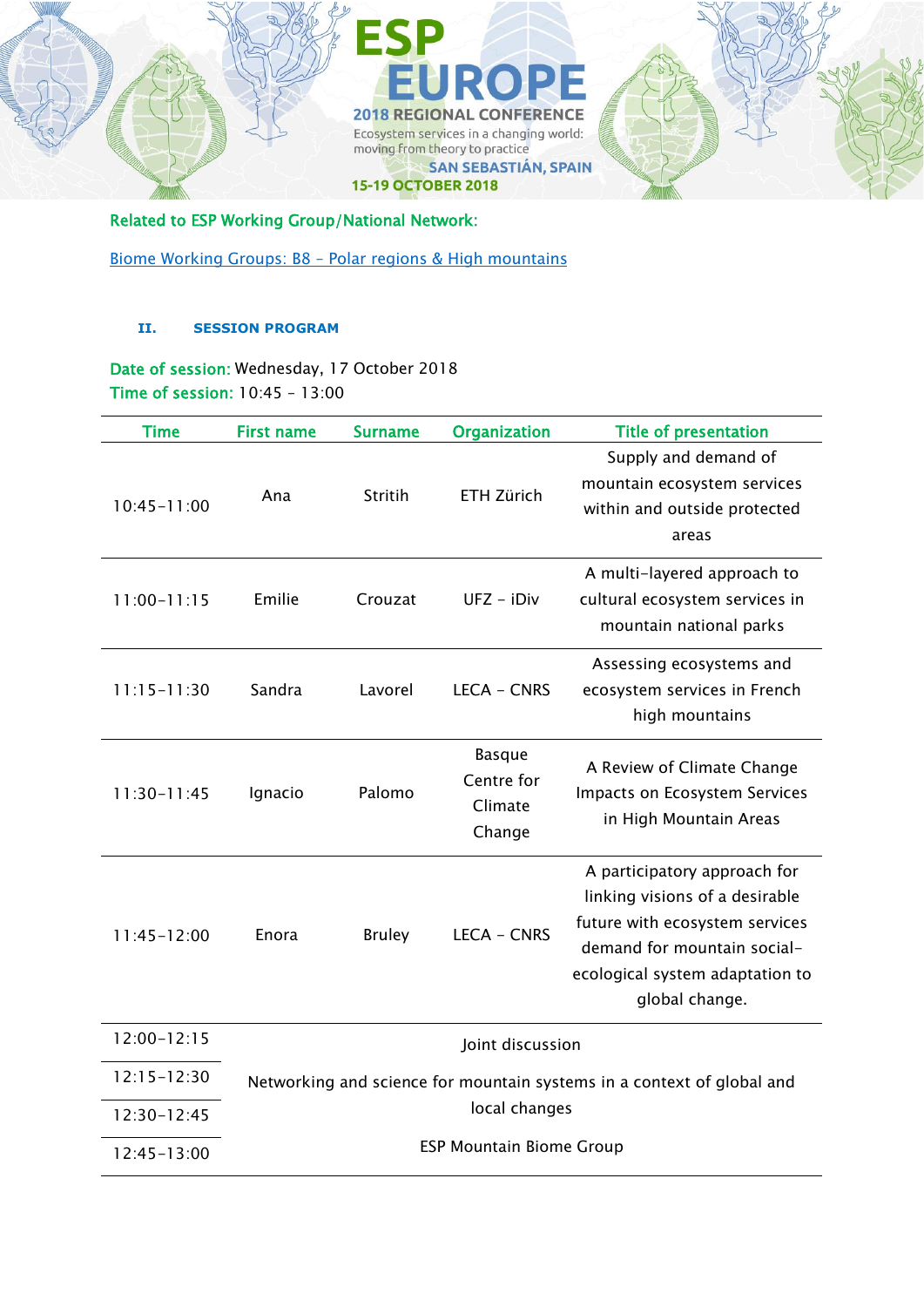**Related to ESP Working Group/National Network:**

Biome Working Groups: B8 – Polar regions & High mountains

## II. SESSION PROGRAM

**Date of session:** Wednesday, 17 October 2018
**Time of session:** 10:45 – 13:00

| Time | First name | Surname | Organization | Title of presentation |
|---|---|---|---|---|
| 10:45-11:00 | Ana | Stritih | ETH Zürich | Supply and demand of mountain ecosystem services within and outside protected areas |
| 11:00-11:15 | Emilie | Crouzat | UFZ – iDiv | A multi-layered approach to cultural ecosystem services in mountain national parks |
| 11:15-11:30 | Sandra | Lavorel | LECA – CNRS | Assessing ecosystems and ecosystem services in French high mountains |
| 11:30-11:45 | Ignacio | Palomo | Basque Centre for Climate Change | A Review of Climate Change Impacts on Ecosystem Services in High Mountain Areas |
| 11:45-12:00 | Enora | Bruley | LECA – CNRS | A participatory approach for linking visions of a desirable future with ecosystem services demand for mountain social-ecological system adaptation to global change. |
| 12:00-12:15 | Joint discussion | | | |
| 12:15-12:30 | Networking and science for mountain systems in a context of global and local changes | | | |
| 12:30-12:45 | | | | |
| 12:45-13:00 | ESP Mountain Biome Group | | | |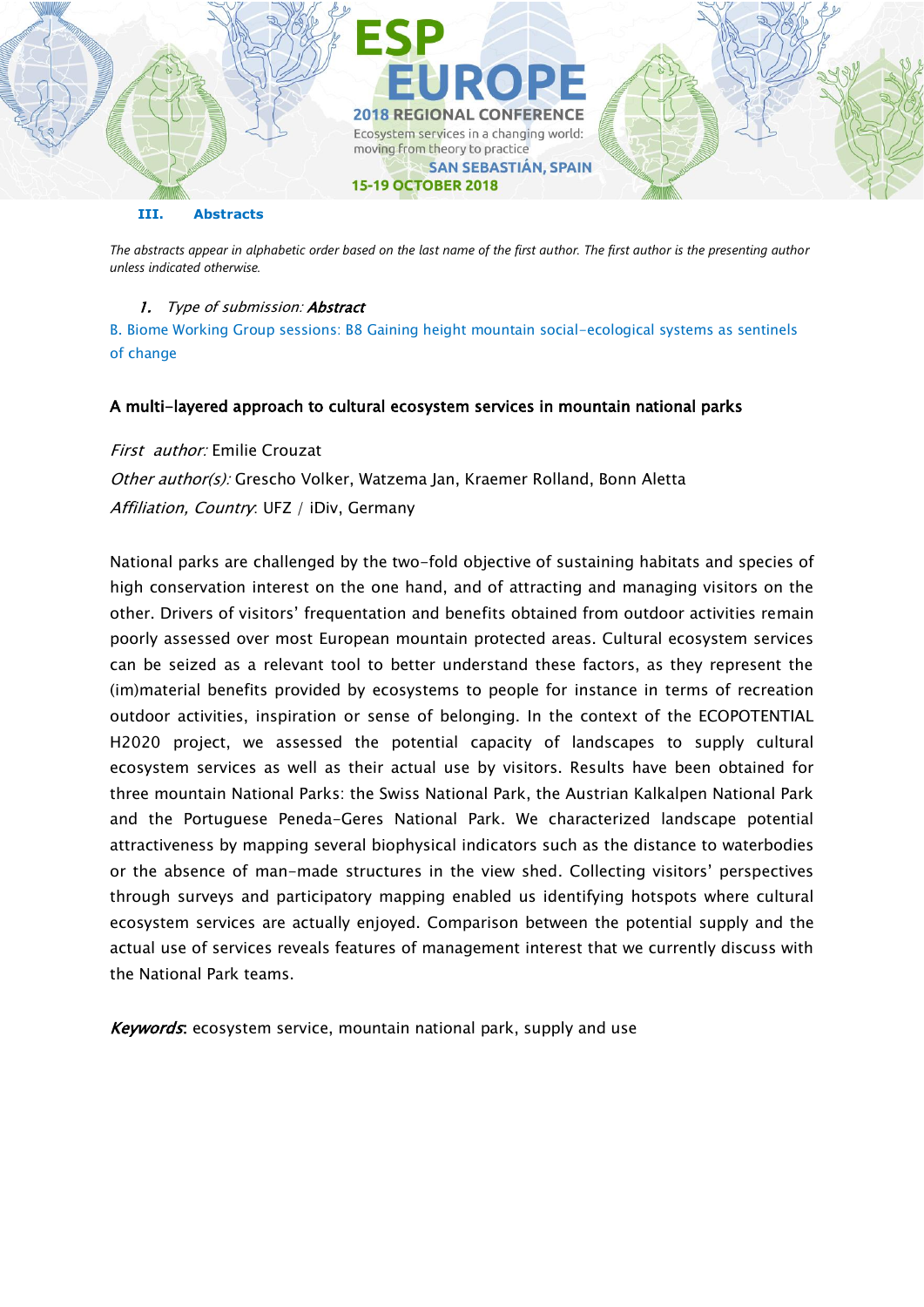## III. Abstracts

*The abstracts appear in alphabetic order based on the last name of the first author. The first author is the presenting author unless indicated otherwise.*

1. *Type of submission:* ***Abstract***

B. Biome Working Group sessions: B8 Gaining height mountain social-ecological systems as sentinels of change

### A multi-layered approach to cultural ecosystem services in mountain national parks

*First author:* Emilie Crouzat

*Other author(s):* Grescho Volker, Watzema Jan, Kraemer Rolland, Bonn Aletta

*Affiliation, Country*: UFZ / iDiv, Germany

National parks are challenged by the two-fold objective of sustaining habitats and species of high conservation interest on the one hand, and of attracting and managing visitors on the other. Drivers of visitors' frequentation and benefits obtained from outdoor activities remain poorly assessed over most European mountain protected areas. Cultural ecosystem services can be seized as a relevant tool to better understand these factors, as they represent the (im)material benefits provided by ecosystems to people for instance in terms of recreation outdoor activities, inspiration or sense of belonging. In the context of the ECOPOTENTIAL H2020 project, we assessed the potential capacity of landscapes to supply cultural ecosystem services as well as their actual use by visitors. Results have been obtained for three mountain National Parks: the Swiss National Park, the Austrian Kalkalpen National Park and the Portuguese Peneda-Geres National Park. We characterized landscape potential attractiveness by mapping several biophysical indicators such as the distance to waterbodies or the absence of man-made structures in the view shed. Collecting visitors' perspectives through surveys and participatory mapping enabled us identifying hotspots where cultural ecosystem services are actually enjoyed. Comparison between the potential supply and the actual use of services reveals features of management interest that we currently discuss with the National Park teams.

***Keywords***: ecosystem service, mountain national park, supply and use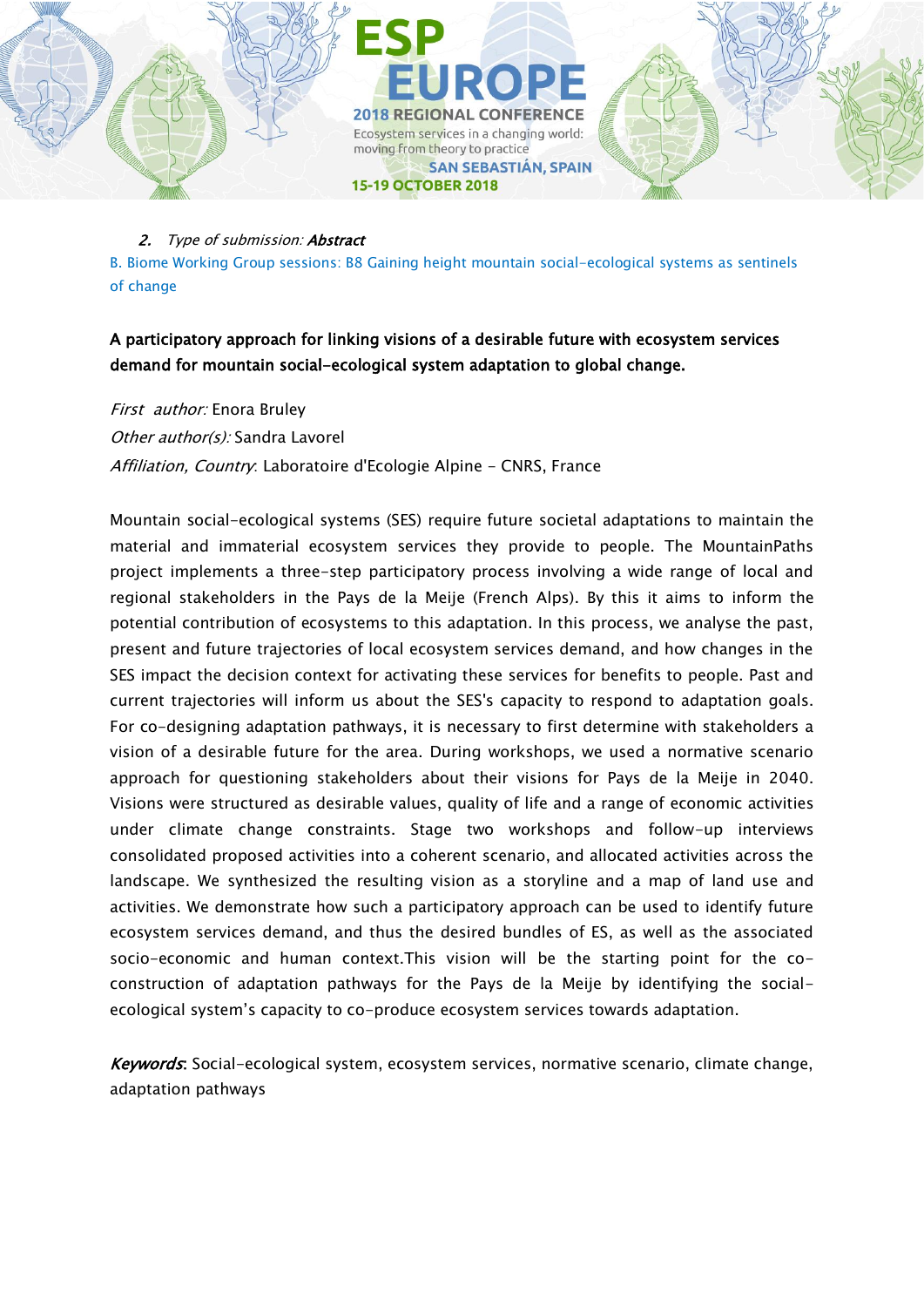2. *Type of submission:* ***Abstract***

B. Biome Working Group sessions: B8 Gaining height mountain social-ecological systems as sentinels of change

**A participatory approach for linking visions of a desirable future with ecosystem services demand for mountain social-ecological system adaptation to global change.**

*First author:* Enora Bruley

*Other author(s):* Sandra Lavorel

*Affiliation, Country*: Laboratoire d'Ecologie Alpine - CNRS, France

Mountain social-ecological systems (SES) require future societal adaptations to maintain the material and immaterial ecosystem services they provide to people. The MountainPaths project implements a three-step participatory process involving a wide range of local and regional stakeholders in the Pays de la Meije (French Alps). By this it aims to inform the potential contribution of ecosystems to this adaptation. In this process, we analyse the past, present and future trajectories of local ecosystem services demand, and how changes in the SES impact the decision context for activating these services for benefits to people. Past and current trajectories will inform us about the SES's capacity to respond to adaptation goals. For co-designing adaptation pathways, it is necessary to first determine with stakeholders a vision of a desirable future for the area. During workshops, we used a normative scenario approach for questioning stakeholders about their visions for Pays de la Meije in 2040. Visions were structured as desirable values, quality of life and a range of economic activities under climate change constraints. Stage two workshops and follow-up interviews consolidated proposed activities into a coherent scenario, and allocated activities across the landscape. We synthesized the resulting vision as a storyline and a map of land use and activities. We demonstrate how such a participatory approach can be used to identify future ecosystem services demand, and thus the desired bundles of ES, as well as the associated socio-economic and human context.This vision will be the starting point for the co-construction of adaptation pathways for the Pays de la Meije by identifying the social-ecological system's capacity to co-produce ecosystem services towards adaptation.

***Keywords***: Social-ecological system, ecosystem services, normative scenario, climate change, adaptation pathways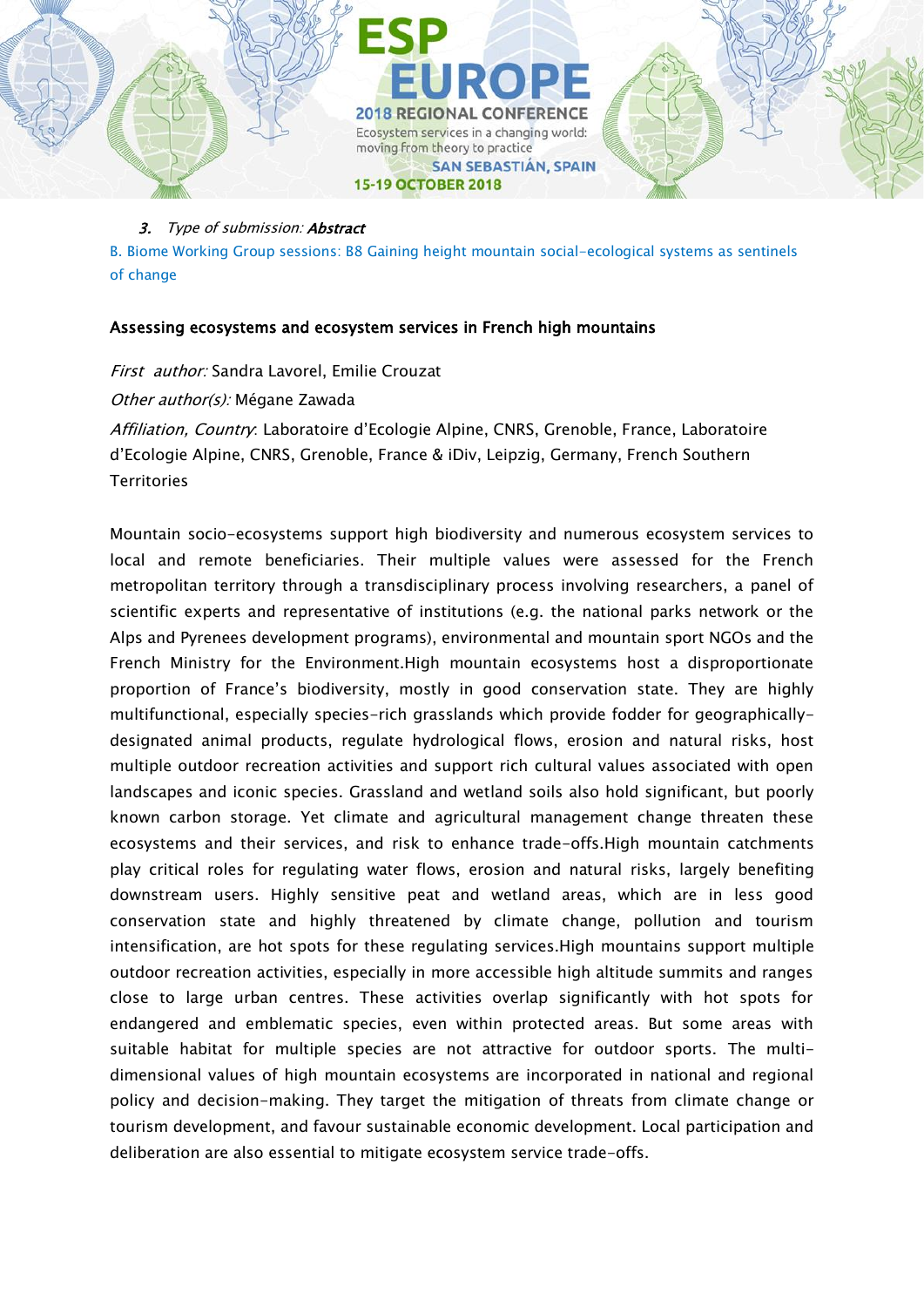3. *Type of submission:* ***Abstract***

B. Biome Working Group sessions: B8 Gaining height mountain social-ecological systems as sentinels of change

**Assessing ecosystems and ecosystem services in French high mountains**

*First author:* Sandra Lavorel, Emilie Crouzat

*Other author(s):* Mégane Zawada

*Affiliation, Country*: Laboratoire d'Ecologie Alpine, CNRS, Grenoble, France, Laboratoire d'Ecologie Alpine, CNRS, Grenoble, France & iDiv, Leipzig, Germany, French Southern Territories

Mountain socio-ecosystems support high biodiversity and numerous ecosystem services to local and remote beneficiaries. Their multiple values were assessed for the French metropolitan territory through a transdisciplinary process involving researchers, a panel of scientific experts and representative of institutions (e.g. the national parks network or the Alps and Pyrenees development programs), environmental and mountain sport NGOs and the French Ministry for the Environment.High mountain ecosystems host a disproportionate proportion of France's biodiversity, mostly in good conservation state. They are highly multifunctional, especially species-rich grasslands which provide fodder for geographically-designated animal products, regulate hydrological flows, erosion and natural risks, host multiple outdoor recreation activities and support rich cultural values associated with open landscapes and iconic species. Grassland and wetland soils also hold significant, but poorly known carbon storage. Yet climate and agricultural management change threaten these ecosystems and their services, and risk to enhance trade-offs.High mountain catchments play critical roles for regulating water flows, erosion and natural risks, largely benefiting downstream users. Highly sensitive peat and wetland areas, which are in less good conservation state and highly threatened by climate change, pollution and tourism intensification, are hot spots for these regulating services.High mountains support multiple outdoor recreation activities, especially in more accessible high altitude summits and ranges close to large urban centres. These activities overlap significantly with hot spots for endangered and emblematic species, even within protected areas. But some areas with suitable habitat for multiple species are not attractive for outdoor sports. The multi-dimensional values of high mountain ecosystems are incorporated in national and regional policy and decision-making. They target the mitigation of threats from climate change or tourism development, and favour sustainable economic development. Local participation and deliberation are also essential to mitigate ecosystem service trade-offs.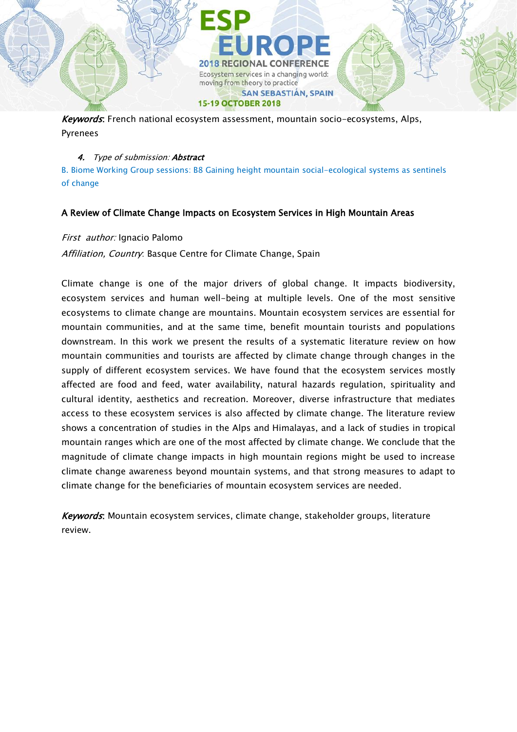*Keywords*: French national ecosystem assessment, mountain socio-ecosystems, Alps, Pyrenees

4. *Type of submission:* ***Abstract***

B. Biome Working Group sessions: B8 Gaining height mountain social-ecological systems as sentinels of change

## A Review of Climate Change Impacts on Ecosystem Services in High Mountain Areas

*First author:* Ignacio Palomo

*Affiliation, Country*: Basque Centre for Climate Change, Spain

Climate change is one of the major drivers of global change. It impacts biodiversity, ecosystem services and human well-being at multiple levels. One of the most sensitive ecosystems to climate change are mountains. Mountain ecosystem services are essential for mountain communities, and at the same time, benefit mountain tourists and populations downstream. In this work we present the results of a systematic literature review on how mountain communities and tourists are affected by climate change through changes in the supply of different ecosystem services. We have found that the ecosystem services mostly affected are food and feed, water availability, natural hazards regulation, spirituality and cultural identity, aesthetics and recreation. Moreover, diverse infrastructure that mediates access to these ecosystem services is also affected by climate change. The literature review shows a concentration of studies in the Alps and Himalayas, and a lack of studies in tropical mountain ranges which are one of the most affected by climate change. We conclude that the magnitude of climate change impacts in high mountain regions might be used to increase climate change awareness beyond mountain systems, and that strong measures to adapt to climate change for the beneficiaries of mountain ecosystem services are needed.

*Keywords*: Mountain ecosystem services, climate change, stakeholder groups, literature review.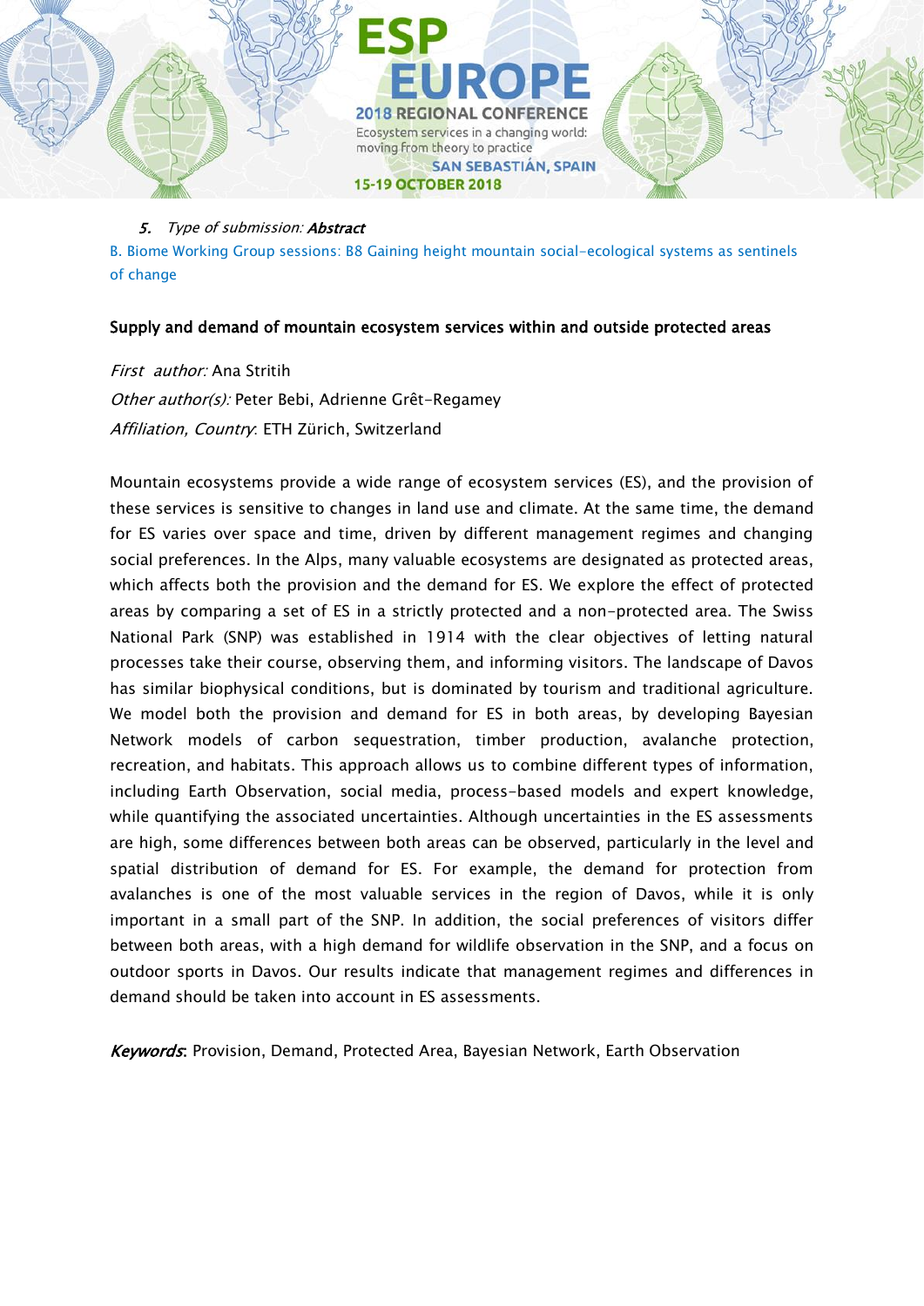5. *Type of submission:* ***Abstract***

B. Biome Working Group sessions: B8 Gaining height mountain social-ecological systems as sentinels of change

**Supply and demand of mountain ecosystem services within and outside protected areas**

*First author:* Ana Stritih

*Other author(s):* Peter Bebi, Adrienne Grêt-Regamey

*Affiliation, Country*: ETH Zürich, Switzerland

Mountain ecosystems provide a wide range of ecosystem services (ES), and the provision of these services is sensitive to changes in land use and climate. At the same time, the demand for ES varies over space and time, driven by different management regimes and changing social preferences. In the Alps, many valuable ecosystems are designated as protected areas, which affects both the provision and the demand for ES. We explore the effect of protected areas by comparing a set of ES in a strictly protected and a non-protected area. The Swiss National Park (SNP) was established in 1914 with the clear objectives of letting natural processes take their course, observing them, and informing visitors. The landscape of Davos has similar biophysical conditions, but is dominated by tourism and traditional agriculture. We model both the provision and demand for ES in both areas, by developing Bayesian Network models of carbon sequestration, timber production, avalanche protection, recreation, and habitats. This approach allows us to combine different types of information, including Earth Observation, social media, process-based models and expert knowledge, while quantifying the associated uncertainties. Although uncertainties in the ES assessments are high, some differences between both areas can be observed, particularly in the level and spatial distribution of demand for ES. For example, the demand for protection from avalanches is one of the most valuable services in the region of Davos, while it is only important in a small part of the SNP. In addition, the social preferences of visitors differ between both areas, with a high demand for wildlife observation in the SNP, and a focus on outdoor sports in Davos. Our results indicate that management regimes and differences in demand should be taken into account in ES assessments.

***Keywords***: Provision, Demand, Protected Area, Bayesian Network, Earth Observation